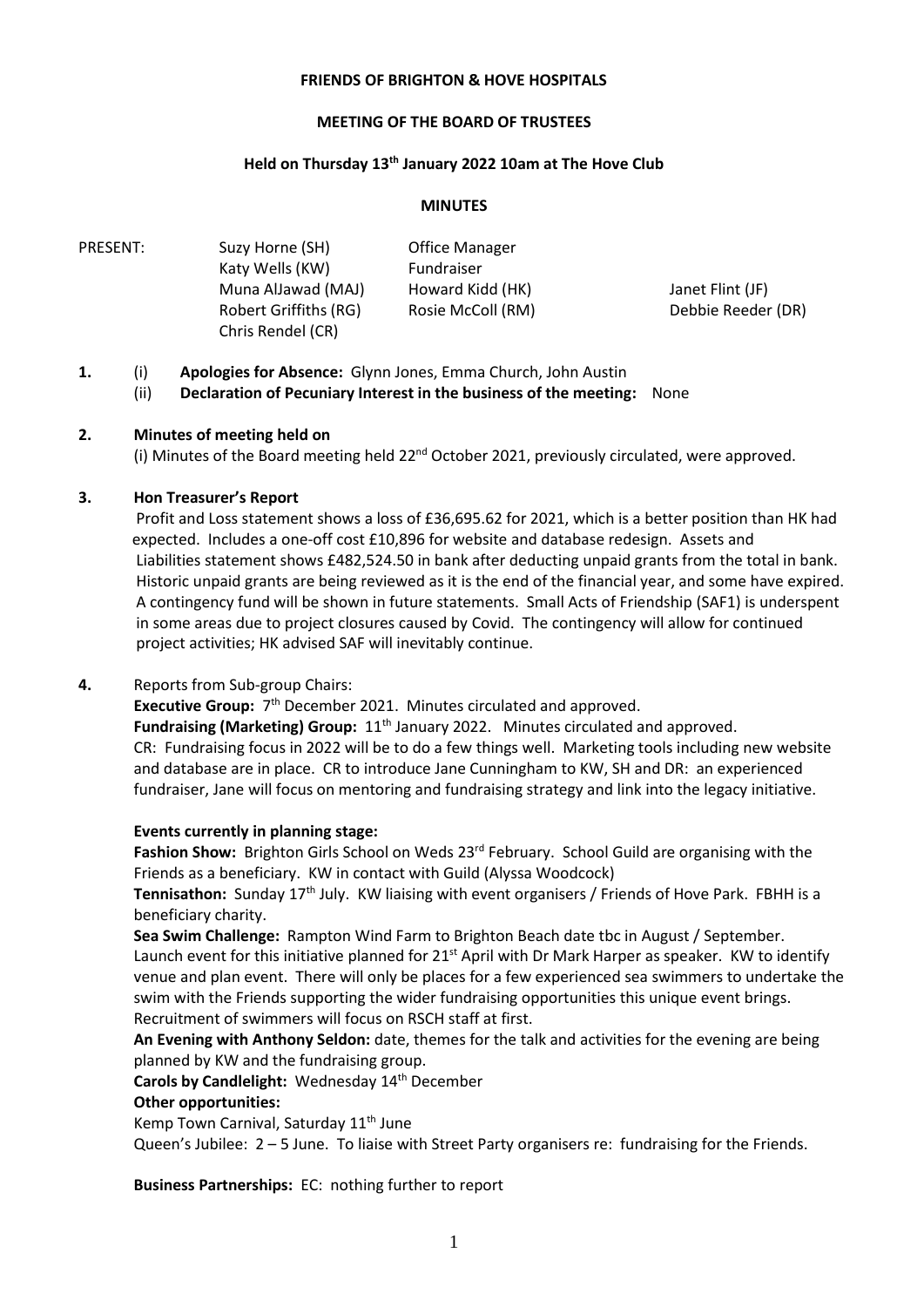**FRIENDS OF BRIGHTON & HOVE HOSPITALS**

**MEETING OF THE BOARD OF TRUSTEES**

**Held on Thursday 13th January 2022 10am at The Hove Club**

**MINUTES**

| | | | |
|---|---|---|---|
| PRESENT: | Suzy Horne (SH) | Office Manager | |
| | Katy Wells (KW) | Fundraiser | |
| | Muna AlJawad (MAJ) | Howard Kidd (HK) | Janet Flint (JF) |
| | Robert Griffiths (RG) | Rosie McColl (RM) | Debbie Reeder (DR) |
| | Chris Rendel (CR) | | |

**1.** (i) **Apologies for Absence:** Glynn Jones, Emma Church, John Austin

(ii) **Declaration of Pecuniary Interest in the business of the meeting:** None

**2. Minutes of meeting held on**

(i) Minutes of the Board meeting held 22nd October 2021, previously circulated, were approved.

**3. Hon Treasurer's Report**

Profit and Loss statement shows a loss of £36,695.62 for 2021, which is a better position than HK had expected. Includes a one-off cost £10,896 for website and database redesign. Assets and Liabilities statement shows £482,524.50 in bank after deducting unpaid grants from the total in bank. Historic unpaid grants are being reviewed as it is the end of the financial year, and some have expired. A contingency fund will be shown in future statements. Small Acts of Friendship (SAF1) is underspent in some areas due to project closures caused by Covid. The contingency will allow for continued project activities; HK advised SAF will inevitably continue.

**4.** Reports from Sub-group Chairs:

**Executive Group:** 7th December 2021. Minutes circulated and approved.

**Fundraising (Marketing) Group:** 11th January 2022. Minutes circulated and approved.

CR: Fundraising focus in 2022 will be to do a few things well. Marketing tools including new website and database are in place. CR to introduce Jane Cunningham to KW, SH and DR: an experienced fundraiser, Jane will focus on mentoring and fundraising strategy and link into the legacy initiative.

**Events currently in planning stage:**

**Fashion Show:** Brighton Girls School on Weds 23rd February. School Guild are organising with the Friends as a beneficiary. KW in contact with Guild (Alyssa Woodcock)

**Tennisathon:** Sunday 17th July. KW liaising with event organisers / Friends of Hove Park. FBHH is a beneficiary charity.

**Sea Swim Challenge:** Rampton Wind Farm to Brighton Beach date tbc in August / September. Launch event for this initiative planned for 21st April with Dr Mark Harper as speaker. KW to identify venue and plan event. There will only be places for a few experienced sea swimmers to undertake the swim with the Friends supporting the wider fundraising opportunities this unique event brings. Recruitment of swimmers will focus on RSCH staff at first.

**An Evening with Anthony Seldon:** date, themes for the talk and activities for the evening are being planned by KW and the fundraising group.

**Carols by Candlelight:** Wednesday 14th December

**Other opportunities:**

Kemp Town Carnival, Saturday 11th June

Queen's Jubilee: 2 – 5 June. To liaise with Street Party organisers re: fundraising for the Friends.

**Business Partnerships:** EC: nothing further to report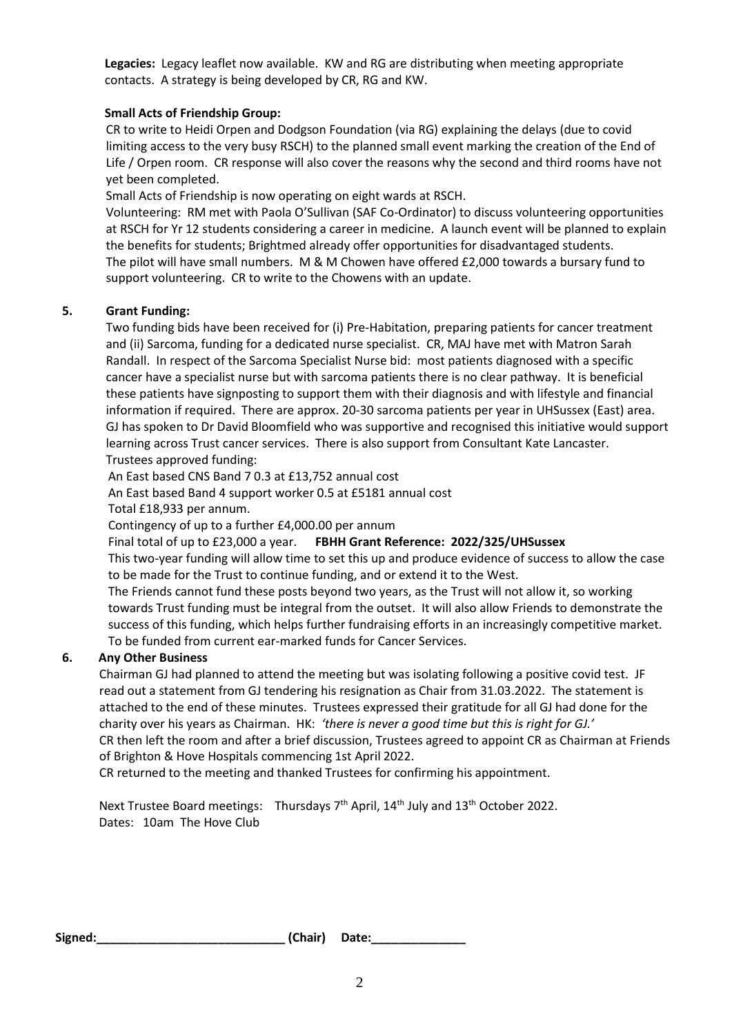**Legacies:** Legacy leaflet now available. KW and RG are distributing when meeting appropriate contacts. A strategy is being developed by CR, RG and KW.

**Small Acts of Friendship Group:**

CR to write to Heidi Orpen and Dodgson Foundation (via RG) explaining the delays (due to covid limiting access to the very busy RSCH) to the planned small event marking the creation of the End of Life / Orpen room. CR response will also cover the reasons why the second and third rooms have not yet been completed.

Small Acts of Friendship is now operating on eight wards at RSCH.

Volunteering: RM met with Paola O'Sullivan (SAF Co-Ordinator) to discuss volunteering opportunities at RSCH for Yr 12 students considering a career in medicine. A launch event will be planned to explain the benefits for students; Brightmed already offer opportunities for disadvantaged students. The pilot will have small numbers. M & M Chowen have offered £2,000 towards a bursary fund to support volunteering. CR to write to the Chowens with an update.

**5. Grant Funding:**

Two funding bids have been received for (i) Pre-Habitation, preparing patients for cancer treatment and (ii) Sarcoma, funding for a dedicated nurse specialist. CR, MAJ have met with Matron Sarah Randall. In respect of the Sarcoma Specialist Nurse bid: most patients diagnosed with a specific cancer have a specialist nurse but with sarcoma patients there is no clear pathway. It is beneficial these patients have signposting to support them with their diagnosis and with lifestyle and financial information if required. There are approx. 20-30 sarcoma patients per year in UHSussex (East) area. GJ has spoken to Dr David Bloomfield who was supportive and recognised this initiative would support learning across Trust cancer services. There is also support from Consultant Kate Lancaster.

Trustees approved funding:

An East based CNS Band 7 0.3 at £13,752 annual cost

An East based Band 4 support worker 0.5 at £5181 annual cost

Total £18,933 per annum.

Contingency of up to a further £4,000.00 per annum

Final total of up to £23,000 a year. **FBHH Grant Reference: 2022/325/UHSussex**

This two-year funding will allow time to set this up and produce evidence of success to allow the case to be made for the Trust to continue funding, and or extend it to the West.

The Friends cannot fund these posts beyond two years, as the Trust will not allow it, so working towards Trust funding must be integral from the outset. It will also allow Friends to demonstrate the success of this funding, which helps further fundraising efforts in an increasingly competitive market. To be funded from current ear-marked funds for Cancer Services.

**6. Any Other Business**

Chairman GJ had planned to attend the meeting but was isolating following a positive covid test. JF read out a statement from GJ tendering his resignation as Chair from 31.03.2022. The statement is attached to the end of these minutes. Trustees expressed their gratitude for all GJ had done for the charity over his years as Chairman. HK: *'there is never a good time but this is right for GJ.'*

CR then left the room and after a brief discussion, Trustees agreed to appoint CR as Chairman at Friends of Brighton & Hove Hospitals commencing 1st April 2022.

CR returned to the meeting and thanked Trustees for confirming his appointment.

Next Trustee Board meetings: Thursdays 7th April, 14th July and 13th October 2022.

Dates: 10am The Hove Club

**Signed:\_\_\_\_\_\_\_\_\_\_\_\_\_\_\_\_\_\_\_\_\_\_\_\_\_\_\_\_ (Chair) Date:\_\_\_\_\_\_\_\_\_\_\_\_\_\_**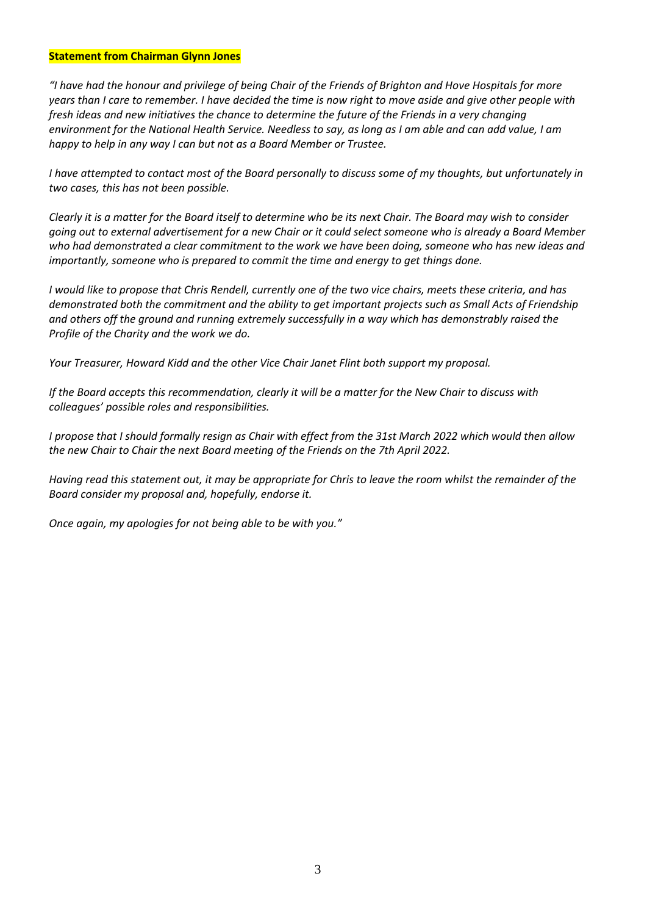**Statement from Chairman Glynn Jones**

*"I have had the honour and privilege of being Chair of the Friends of Brighton and Hove Hospitals for more years than I care to remember. I have decided the time is now right to move aside and give other people with fresh ideas and new initiatives the chance to determine the future of the Friends in a very changing environment for the National Health Service. Needless to say, as long as I am able and can add value, I am happy to help in any way I can but not as a Board Member or Trustee.*

*I have attempted to contact most of the Board personally to discuss some of my thoughts, but unfortunately in two cases, this has not been possible.*

*Clearly it is a matter for the Board itself to determine who be its next Chair. The Board may wish to consider going out to external advertisement for a new Chair or it could select someone who is already a Board Member who had demonstrated a clear commitment to the work we have been doing, someone who has new ideas and importantly, someone who is prepared to commit the time and energy to get things done.*

*I would like to propose that Chris Rendell, currently one of the two vice chairs, meets these criteria, and has demonstrated both the commitment and the ability to get important projects such as Small Acts of Friendship and others off the ground and running extremely successfully in a way which has demonstrably raised the Profile of the Charity and the work we do.*

*Your Treasurer, Howard Kidd and the other Vice Chair Janet Flint both support my proposal.*

*If the Board accepts this recommendation, clearly it will be a matter for the New Chair to discuss with colleagues' possible roles and responsibilities.*

*I propose that I should formally resign as Chair with effect from the 31st March 2022 which would then allow the new Chair to Chair the next Board meeting of the Friends on the 7th April 2022.*

*Having read this statement out, it may be appropriate for Chris to leave the room whilst the remainder of the Board consider my proposal and, hopefully, endorse it.*

*Once again, my apologies for not being able to be with you."*